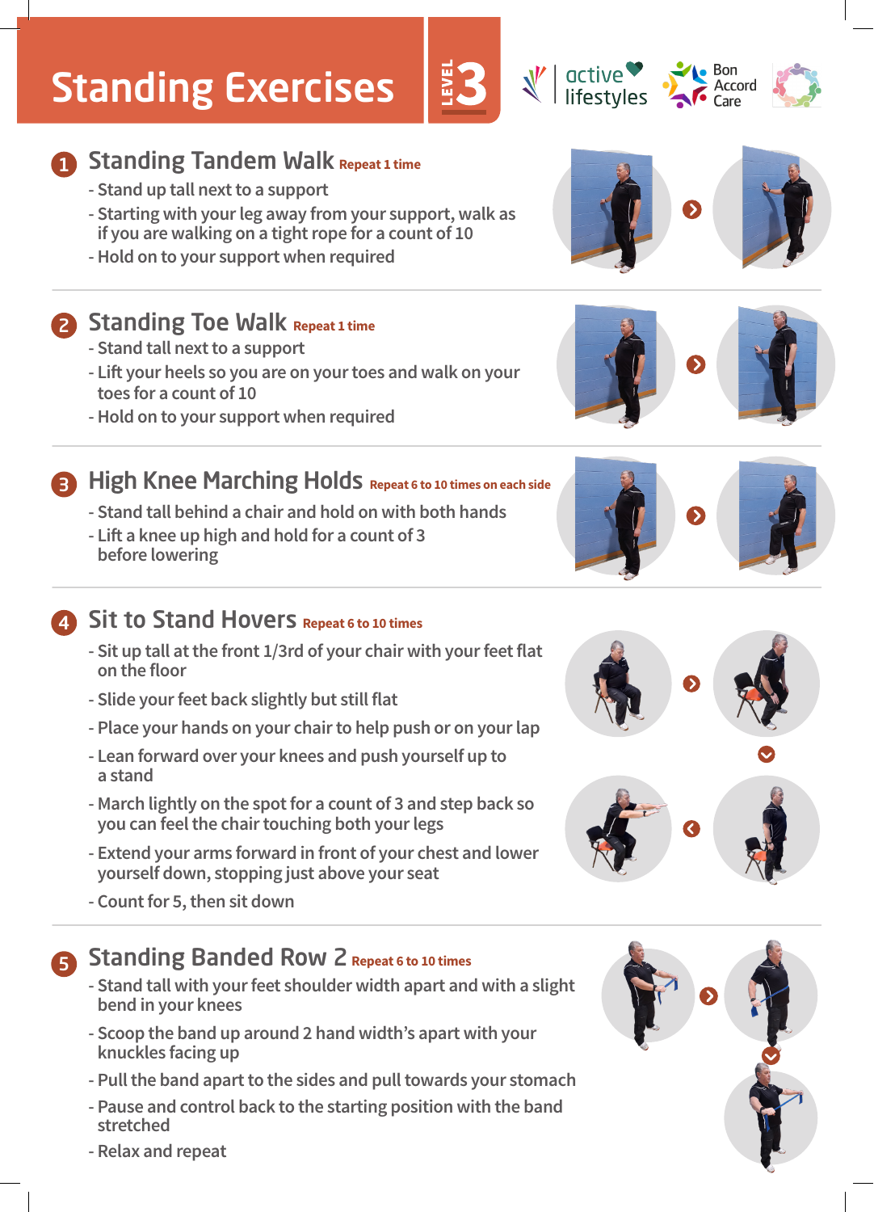# Standing Exercises

LEVEL 3

active lifestyles | Bon Accord Care

## 1 Standing Tandem Walk Repeat 1 time

- Stand up tall next to a support
- Starting with your leg away from your support, walk as if you are walking on a tight rope for a count of 10
- Hold on to your support when required

## 2 Standing Toe Walk Repeat 1 time

- Stand tall next to a support
- Lift your heels so you are on your toes and walk on your toes for a count of 10
- Hold on to your support when required

## 3 High Knee Marching Holds Repeat 6 to 10 times on each side

- Stand tall behind a chair and hold on with both hands
- Lift a knee up high and hold for a count of 3 before lowering

## 4 Sit to Stand Hovers Repeat 6 to 10 times

- Sit up tall at the front 1/3rd of your chair with your feet flat on the floor
- Slide your feet back slightly but still flat
- Place your hands on your chair to help push or on your lap
- Lean forward over your knees and push yourself up to a stand
- March lightly on the spot for a count of 3 and step back so you can feel the chair touching both your legs
- Extend your arms forward in front of your chest and lower yourself down, stopping just above your seat
- Count for 5, then sit down

## 5 Standing Banded Row 2 Repeat 6 to 10 times

- Stand tall with your feet shoulder width apart and with a slight bend in your knees
- Scoop the band up around 2 hand width's apart with your knuckles facing up
- Pull the band apart to the sides and pull towards your stomach
- Pause and control back to the starting position with the band stretched
- Relax and repeat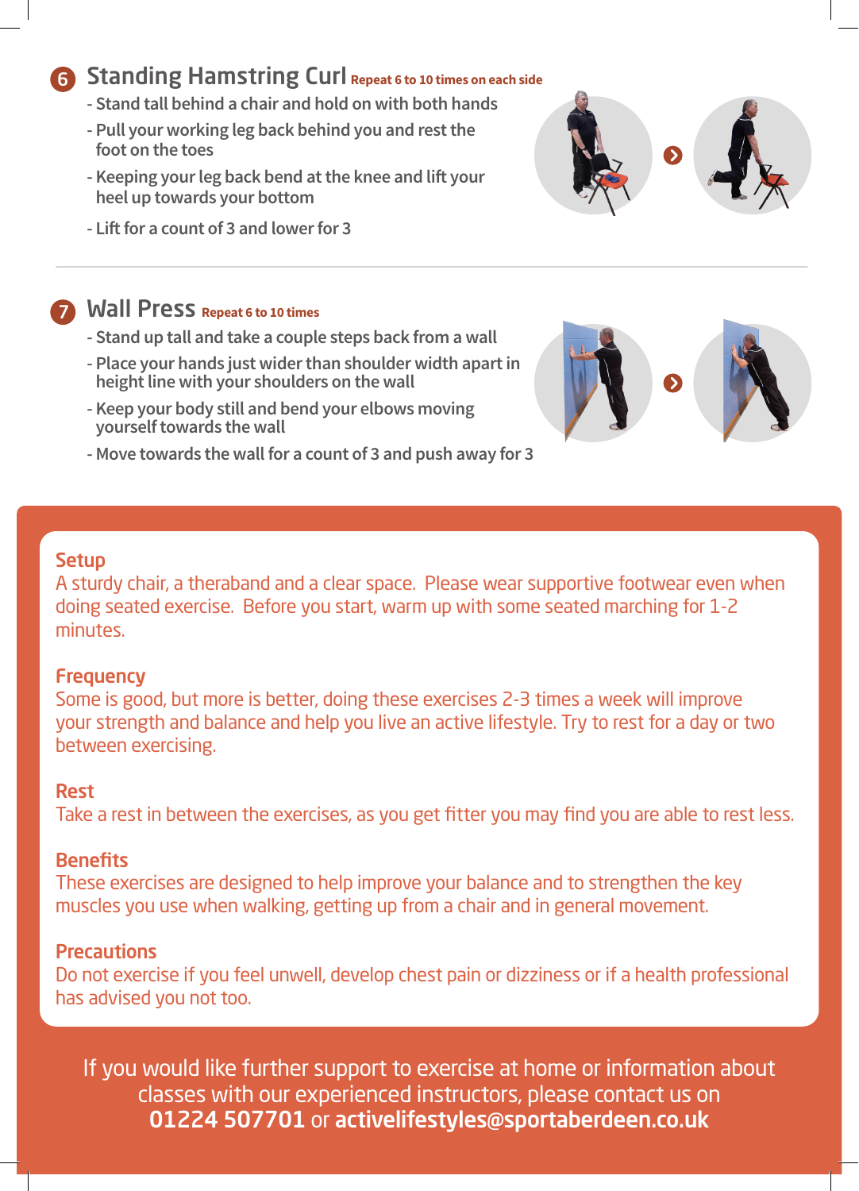## 6 Standing Hamstring Curl Repeat 6 to 10 times on each side

- Stand tall behind a chair and hold on with both hands
- Pull your working leg back behind you and rest the foot on the toes
- Keeping your leg back bend at the knee and lift your heel up towards your bottom
- Lift for a count of 3 and lower for 3

## 7 Wall Press Repeat 6 to 10 times

- Stand up tall and take a couple steps back from a wall
- Place your hands just wider than shoulder width apart in height line with your shoulders on the wall
- Keep your body still and bend your elbows moving yourself towards the wall
- Move towards the wall for a count of 3 and push away for 3

### Setup

A sturdy chair, a theraband and a clear space. Please wear supportive footwear even when doing seated exercise. Before you start, warm up with some seated marching for 1-2 minutes.

### Frequency

Some is good, but more is better, doing these exercises 2-3 times a week will improve your strength and balance and help you live an active lifestyle. Try to rest for a day or two between exercising.

### Rest

Take a rest in between the exercises, as you get fitter you may find you are able to rest less.

### Benefits

These exercises are designed to help improve your balance and to strengthen the key muscles you use when walking, getting up from a chair and in general movement.

### Precautions

Do not exercise if you feel unwell, develop chest pain or dizziness or if a health professional has advised you not too.

If you would like further support to exercise at home or information about classes with our experienced instructors, please contact us on **01224 507701** or **activelifestyles@sportaberdeen.co.uk**